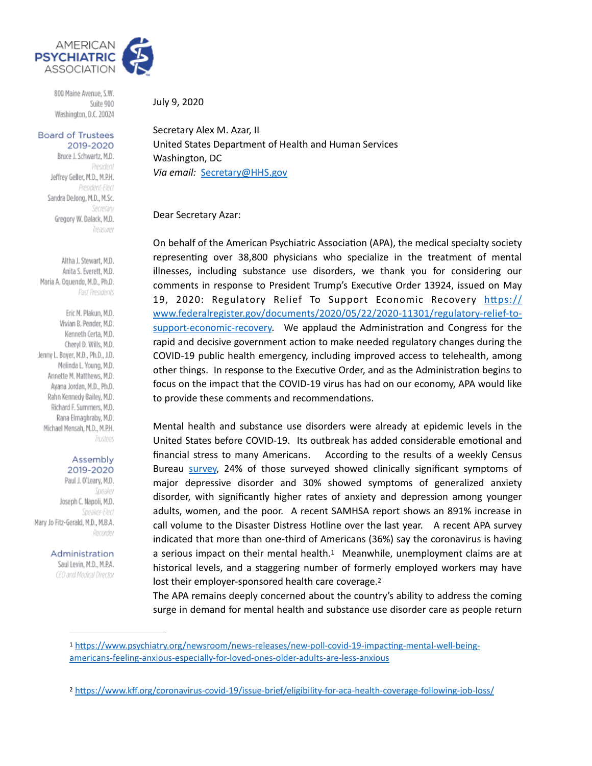AMERICAN PSYCHIATRIC ASSOCIATION

800 Maine Avenue, S.W.
Suite 900
Washington, D.C. 20024

**Board of Trustees 2019-2020**

Bruce J. Schwartz, M.D.
*President*
Jeffrey Geller, M.D., M.P.H.
*President-Elect*
Sandra DeJong, M.D., M.Sc.
*Secretary*
Gregory W. Dalack, M.D.
*Treasurer*

Altha J. Stewart, M.D.
Anita S. Everett, M.D.
Maria A. Oquendo, M.D., Ph.D.
*Past Presidents*

Eric M. Plakun, M.D.
Vivian B. Pender, M.D.
Kenneth Certa, M.D.
Cheryl D. Wills, M.D.
Jenny L. Boyer, M.D., Ph.D., J.D.
Melinda L. Young, M.D.
Annette M. Matthews, M.D.
Ayana Jordan, M.D., Ph.D.
Rahn Kennedy Bailey, M.D.
Richard F. Summers, M.D.
Rana Elmaghraby, M.D.
Michael Mensah, M.D., M.P.H.
*Trustees*

**Assembly 2019-2020**

Paul J. O'Leary, M.D.
*Speaker*
Joseph C. Napoli, M.D.
*Speaker-Elect*
Mary Jo Fitz-Gerald, M.D., M.B.A.
*Recorder*

**Administration**

Saul Levin, M.D., M.P.A.
*CEO and Medical Director*

July 9, 2020

Secretary Alex M. Azar, II
United States Department of Health and Human Services
Washington, DC
*Via email:* Secretary@HHS.gov

Dear Secretary Azar:

On behalf of the American Psychiatric Association (APA), the medical specialty society representing over 38,800 physicians who specialize in the treatment of mental illnesses, including substance use disorders, we thank you for considering our comments in response to President Trump's Executive Order 13924, issued on May 19, 2020: Regulatory Relief To Support Economic Recovery https://www.federalregister.gov/documents/2020/05/22/2020-11301/regulatory-relief-to-support-economic-recovery. We applaud the Administration and Congress for the rapid and decisive government action to make needed regulatory changes during the COVID-19 public health emergency, including improved access to telehealth, among other things. In response to the Executive Order, and as the Administration begins to focus on the impact that the COVID-19 virus has had on our economy, APA would like to provide these comments and recommendations.

Mental health and substance use disorders were already at epidemic levels in the United States before COVID-19. Its outbreak has added considerable emotional and financial stress to many Americans. According to the results of a weekly Census Bureau survey, 24% of those surveyed showed clinically significant symptoms of major depressive disorder and 30% showed symptoms of generalized anxiety disorder, with significantly higher rates of anxiety and depression among younger adults, women, and the poor. A recent SAMHSA report shows an 891% increase in call volume to the Disaster Distress Hotline over the last year. A recent APA survey indicated that more than one-third of Americans (36%) say the coronavirus is having a serious impact on their mental health.[1] Meanwhile, unemployment claims are at historical levels, and a staggering number of formerly employed workers may have lost their employer-sponsored health care coverage.[2]

The APA remains deeply concerned about the country's ability to address the coming surge in demand for mental health and substance use disorder care as people return

[1] https://www.psychiatry.org/newsroom/news-releases/new-poll-covid-19-impacting-mental-well-being-americans-feeling-anxious-especially-for-loved-ones-older-adults-are-less-anxious

[2] https://www.kff.org/coronavirus-covid-19/issue-brief/eligibility-for-aca-health-coverage-following-job-loss/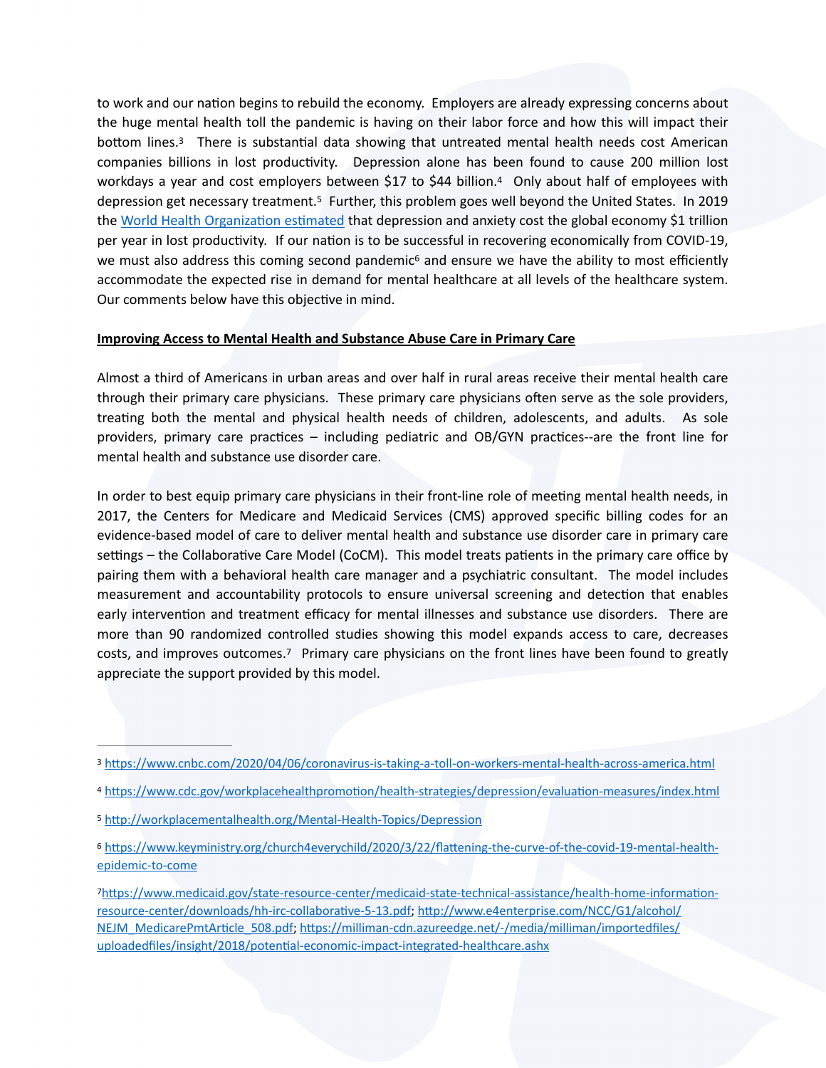to work and our nation begins to rebuild the economy. Employers are already expressing concerns about the huge mental health toll the pandemic is having on their labor force and how this will impact their bottom lines.[3] There is substantial data showing that untreated mental health needs cost American companies billions in lost productivity. Depression alone has been found to cause 200 million lost workdays a year and cost employers between $17 to $44 billion.[4] Only about half of employees with depression get necessary treatment.[5] Further, this problem goes well beyond the United States. In 2019 the [World Health Organization estimated](#) that depression and anxiety cost the global economy $1 trillion per year in lost productivity. If our nation is to be successful in recovering economically from COVID-19, we must also address this coming second pandemic[6] and ensure we have the ability to most efficiently accommodate the expected rise in demand for mental healthcare at all levels of the healthcare system. Our comments below have this objective in mind.

**Improving Access to Mental Health and Substance Abuse Care in Primary Care**

Almost a third of Americans in urban areas and over half in rural areas receive their mental health care through their primary care physicians. These primary care physicians often serve as the sole providers, treating both the mental and physical health needs of children, adolescents, and adults. As sole providers, primary care practices – including pediatric and OB/GYN practices--are the front line for mental health and substance use disorder care.

In order to best equip primary care physicians in their front-line role of meeting mental health needs, in 2017, the Centers for Medicare and Medicaid Services (CMS) approved specific billing codes for an evidence-based model of care to deliver mental health and substance use disorder care in primary care settings – the Collaborative Care Model (CoCM). This model treats patients in the primary care office by pairing them with a behavioral health care manager and a psychiatric consultant. The model includes measurement and accountability protocols to ensure universal screening and detection that enables early intervention and treatment efficacy for mental illnesses and substance use disorders. There are more than 90 randomized controlled studies showing this model expands access to care, decreases costs, and improves outcomes.[7] Primary care physicians on the front lines have been found to greatly appreciate the support provided by this model.

---

[3] https://www.cnbc.com/2020/04/06/coronavirus-is-taking-a-toll-on-workers-mental-health-across-america.html

[4] https://www.cdc.gov/workplacehealthpromotion/health-strategies/depression/evaluation-measures/index.html

[5] http://workplacementalhealth.org/Mental-Health-Topics/Depression

[6] https://www.keyministry.org/church4everychild/2020/3/22/flattening-the-curve-of-the-covid-19-mental-health-epidemic-to-come

[7] https://www.medicaid.gov/state-resource-center/medicaid-state-technical-assistance/health-home-information-resource-center/downloads/hh-irc-collaborative-5-13.pdf; http://www.e4enterprise.com/NCC/G1/alcohol/NEJM_MedicarePmtArticle_508.pdf; https://milliman-cdn.azureedge.net/-/media/milliman/importedfiles/uploadedfiles/insight/2018/potential-economic-impact-integrated-healthcare.ashx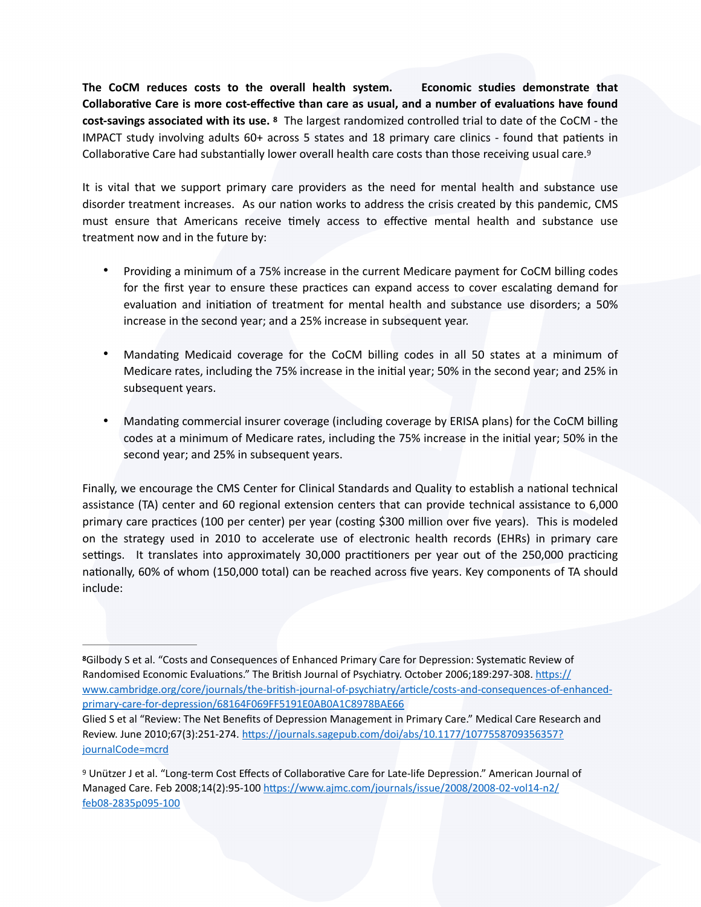**The CoCM reduces costs to the overall health system. Economic studies demonstrate that Collaborative Care is more cost-effective than care as usual, and a number of evaluations have found cost-savings associated with its use.** [8] The largest randomized controlled trial to date of the CoCM - the IMPACT study involving adults 60+ across 5 states and 18 primary care clinics - found that patients in Collaborative Care had substantially lower overall health care costs than those receiving usual care.[9]

It is vital that we support primary care providers as the need for mental health and substance use disorder treatment increases. As our nation works to address the crisis created by this pandemic, CMS must ensure that Americans receive timely access to effective mental health and substance use treatment now and in the future by:

- Providing a minimum of a 75% increase in the current Medicare payment for CoCM billing codes for the first year to ensure these practices can expand access to cover escalating demand for evaluation and initiation of treatment for mental health and substance use disorders; a 50% increase in the second year; and a 25% increase in subsequent year.
- Mandating Medicaid coverage for the CoCM billing codes in all 50 states at a minimum of Medicare rates, including the 75% increase in the initial year; 50% in the second year; and 25% in subsequent years.
- Mandating commercial insurer coverage (including coverage by ERISA plans) for the CoCM billing codes at a minimum of Medicare rates, including the 75% increase in the initial year; 50% in the second year; and 25% in subsequent years.

Finally, we encourage the CMS Center for Clinical Standards and Quality to establish a national technical assistance (TA) center and 60 regional extension centers that can provide technical assistance to 6,000 primary care practices (100 per center) per year (costing $300 million over five years). This is modeled on the strategy used in 2010 to accelerate use of electronic health records (EHRs) in primary care settings. It translates into approximately 30,000 practitioners per year out of the 250,000 practicing nationally, 60% of whom (150,000 total) can be reached across five years. Key components of TA should include:

---

[8] Gilbody S et al. "Costs and Consequences of Enhanced Primary Care for Depression: Systematic Review of Randomised Economic Evaluations." The British Journal of Psychiatry. October 2006;189:297-308. https://www.cambridge.org/core/journals/the-british-journal-of-psychiatry/article/costs-and-consequences-of-enhanced-primary-care-for-depression/68164F069FF5191E0AB0A1C8978BAE66

Glied S et al "Review: The Net Benefits of Depression Management in Primary Care." Medical Care Research and Review. June 2010;67(3):251-274. https://journals.sagepub.com/doi/abs/10.1177/1077558709356357?journalCode=mcrd

[9] Unützer J et al. "Long-term Cost Effects of Collaborative Care for Late-life Depression." American Journal of Managed Care. Feb 2008;14(2):95-100 https://www.ajmc.com/journals/issue/2008/2008-02-vol14-n2/feb08-2835p095-100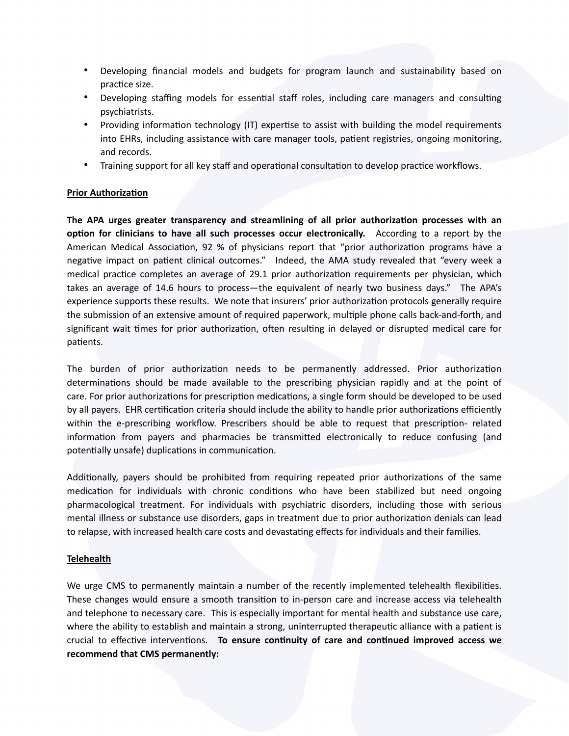- Developing financial models and budgets for program launch and sustainability based on practice size.
- Developing staffing models for essential staff roles, including care managers and consulting psychiatrists.
- Providing information technology (IT) expertise to assist with building the model requirements into EHRs, including assistance with care manager tools, patient registries, ongoing monitoring, and records.
- Training support for all key staff and operational consultation to develop practice workflows.

**Prior Authorization**

**The APA urges greater transparency and streamlining of all prior authorization processes with an option for clinicians to have all such processes occur electronically.** According to a report by the American Medical Association, 92 % of physicians report that "prior authorization programs have a negative impact on patient clinical outcomes." Indeed, the AMA study revealed that "every week a medical practice completes an average of 29.1 prior authorization requirements per physician, which takes an average of 14.6 hours to process—the equivalent of nearly two business days." The APA's experience supports these results. We note that insurers' prior authorization protocols generally require the submission of an extensive amount of required paperwork, multiple phone calls back-and-forth, and significant wait times for prior authorization, often resulting in delayed or disrupted medical care for patients.

The burden of prior authorization needs to be permanently addressed. Prior authorization determinations should be made available to the prescribing physician rapidly and at the point of care. For prior authorizations for prescription medications, a single form should be developed to be used by all payers. EHR certification criteria should include the ability to handle prior authorizations efficiently within the e-prescribing workflow. Prescribers should be able to request that prescription- related information from payers and pharmacies be transmitted electronically to reduce confusing (and potentially unsafe) duplications in communication.

Additionally, payers should be prohibited from requiring repeated prior authorizations of the same medication for individuals with chronic conditions who have been stabilized but need ongoing pharmacological treatment. For individuals with psychiatric disorders, including those with serious mental illness or substance use disorders, gaps in treatment due to prior authorization denials can lead to relapse, with increased health care costs and devastating effects for individuals and their families.

**Telehealth**

We urge CMS to permanently maintain a number of the recently implemented telehealth flexibilities. These changes would ensure a smooth transition to in-person care and increase access via telehealth and telephone to necessary care. This is especially important for mental health and substance use care, where the ability to establish and maintain a strong, uninterrupted therapeutic alliance with a patient is crucial to effective interventions. **To ensure continuity of care and continued improved access we recommend that CMS permanently:**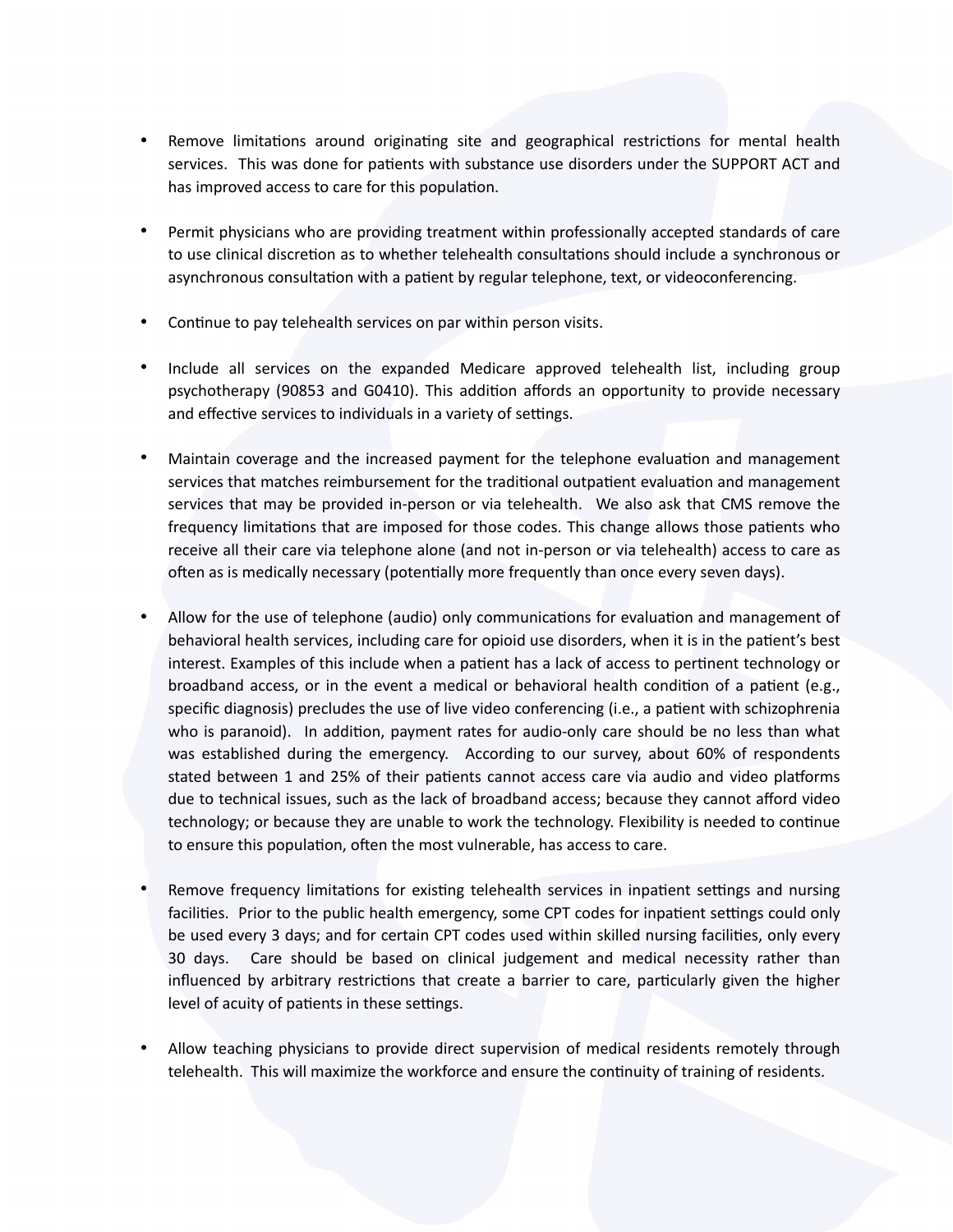- Remove limitations around originating site and geographical restrictions for mental health services. This was done for patients with substance use disorders under the SUPPORT ACT and has improved access to care for this population.

- Permit physicians who are providing treatment within professionally accepted standards of care to use clinical discretion as to whether telehealth consultations should include a synchronous or asynchronous consultation with a patient by regular telephone, text, or videoconferencing.

- Continue to pay telehealth services on par within person visits.

- Include all services on the expanded Medicare approved telehealth list, including group psychotherapy (90853 and G0410). This addition affords an opportunity to provide necessary and effective services to individuals in a variety of settings.

- Maintain coverage and the increased payment for the telephone evaluation and management services that matches reimbursement for the traditional outpatient evaluation and management services that may be provided in-person or via telehealth. We also ask that CMS remove the frequency limitations that are imposed for those codes. This change allows those patients who receive all their care via telephone alone (and not in-person or via telehealth) access to care as often as is medically necessary (potentially more frequently than once every seven days).

- Allow for the use of telephone (audio) only communications for evaluation and management of behavioral health services, including care for opioid use disorders, when it is in the patient's best interest. Examples of this include when a patient has a lack of access to pertinent technology or broadband access, or in the event a medical or behavioral health condition of a patient (e.g., specific diagnosis) precludes the use of live video conferencing (i.e., a patient with schizophrenia who is paranoid). In addition, payment rates for audio-only care should be no less than what was established during the emergency. According to our survey, about 60% of respondents stated between 1 and 25% of their patients cannot access care via audio and video platforms due to technical issues, such as the lack of broadband access; because they cannot afford video technology; or because they are unable to work the technology. Flexibility is needed to continue to ensure this population, often the most vulnerable, has access to care.

- Remove frequency limitations for existing telehealth services in inpatient settings and nursing facilities. Prior to the public health emergency, some CPT codes for inpatient settings could only be used every 3 days; and for certain CPT codes used within skilled nursing facilities, only every 30 days. Care should be based on clinical judgement and medical necessity rather than influenced by arbitrary restrictions that create a barrier to care, particularly given the higher level of acuity of patients in these settings.

- Allow teaching physicians to provide direct supervision of medical residents remotely through telehealth. This will maximize the workforce and ensure the continuity of training of residents.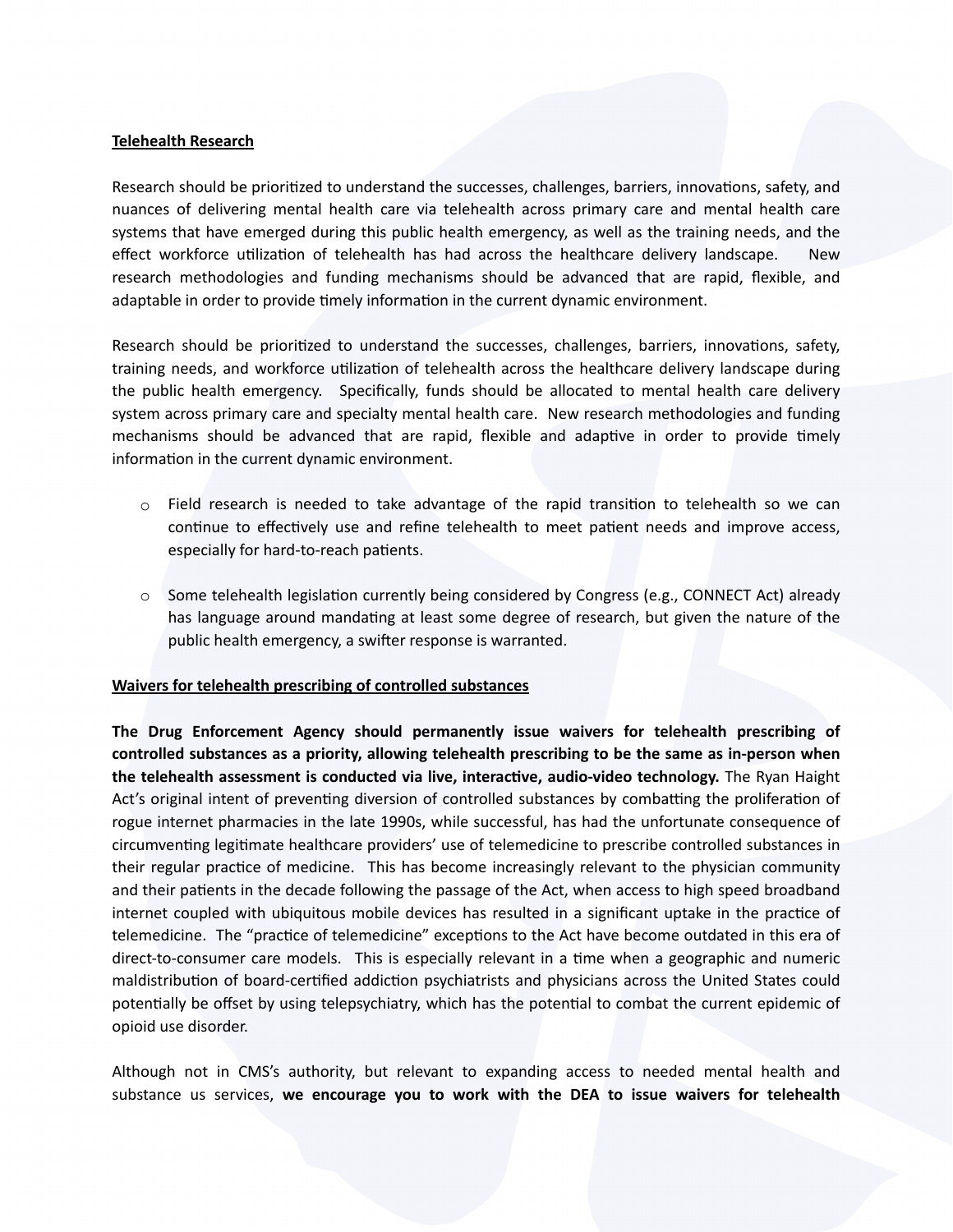**Telehealth Research**

Research should be prioritized to understand the successes, challenges, barriers, innovations, safety, and nuances of delivering mental health care via telehealth across primary care and mental health care systems that have emerged during this public health emergency, as well as the training needs, and the effect workforce utilization of telehealth has had across the healthcare delivery landscape. New research methodologies and funding mechanisms should be advanced that are rapid, flexible, and adaptable in order to provide timely information in the current dynamic environment.

Research should be prioritized to understand the successes, challenges, barriers, innovations, safety, training needs, and workforce utilization of telehealth across the healthcare delivery landscape during the public health emergency. Specifically, funds should be allocated to mental health care delivery system across primary care and specialty mental health care. New research methodologies and funding mechanisms should be advanced that are rapid, flexible and adaptive in order to provide timely information in the current dynamic environment.

- Field research is needed to take advantage of the rapid transition to telehealth so we can continue to effectively use and refine telehealth to meet patient needs and improve access, especially for hard-to-reach patients.
- Some telehealth legislation currently being considered by Congress (e.g., CONNECT Act) already has language around mandating at least some degree of research, but given the nature of the public health emergency, a swifter response is warranted.

**Waivers for telehealth prescribing of controlled substances**

**The Drug Enforcement Agency should permanently issue waivers for telehealth prescribing of controlled substances as a priority, allowing telehealth prescribing to be the same as in-person when the telehealth assessment is conducted via live, interactive, audio-video technology.** The Ryan Haight Act's original intent of preventing diversion of controlled substances by combatting the proliferation of rogue internet pharmacies in the late 1990s, while successful, has had the unfortunate consequence of circumventing legitimate healthcare providers' use of telemedicine to prescribe controlled substances in their regular practice of medicine. This has become increasingly relevant to the physician community and their patients in the decade following the passage of the Act, when access to high speed broadband internet coupled with ubiquitous mobile devices has resulted in a significant uptake in the practice of telemedicine. The "practice of telemedicine" exceptions to the Act have become outdated in this era of direct-to-consumer care models. This is especially relevant in a time when a geographic and numeric maldistribution of board-certified addiction psychiatrists and physicians across the United States could potentially be offset by using telepsychiatry, which has the potential to combat the current epidemic of opioid use disorder.

Although not in CMS's authority, but relevant to expanding access to needed mental health and substance us services, **we encourage you to work with the DEA to issue waivers for telehealth**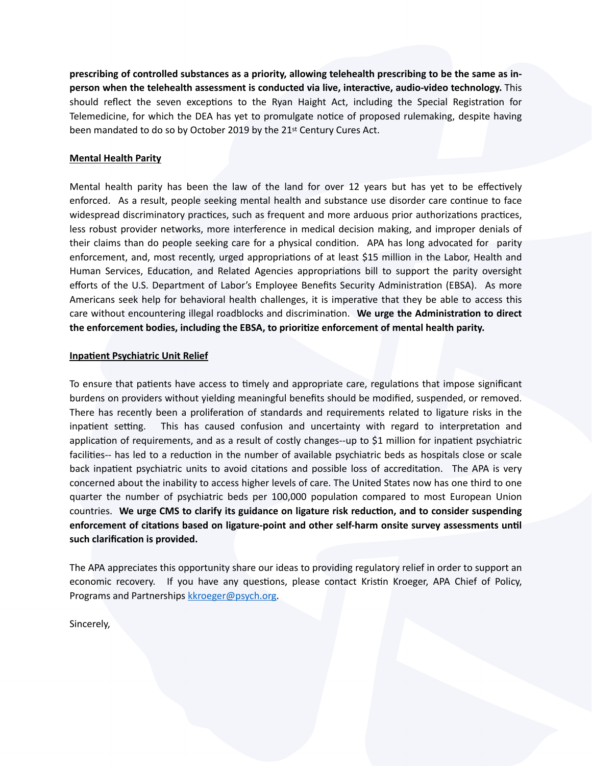**prescribing of controlled substances as a priority, allowing telehealth prescribing to be the same as in-person when the telehealth assessment is conducted via live, interactive, audio-video technology.** This should reflect the seven exceptions to the Ryan Haight Act, including the Special Registration for Telemedicine, for which the DEA has yet to promulgate notice of proposed rulemaking, despite having been mandated to do so by October 2019 by the 21st Century Cures Act.

<u>**Mental Health Parity**</u>

Mental health parity has been the law of the land for over 12 years but has yet to be effectively enforced. As a result, people seeking mental health and substance use disorder care continue to face widespread discriminatory practices, such as frequent and more arduous prior authorizations practices, less robust provider networks, more interference in medical decision making, and improper denials of their claims than do people seeking care for a physical condition. APA has long advocated for parity enforcement, and, most recently, urged appropriations of at least $15 million in the Labor, Health and Human Services, Education, and Related Agencies appropriations bill to support the parity oversight efforts of the U.S. Department of Labor's Employee Benefits Security Administration (EBSA). As more Americans seek help for behavioral health challenges, it is imperative that they be able to access this care without encountering illegal roadblocks and discrimination. **We urge the Administration to direct the enforcement bodies, including the EBSA, to prioritize enforcement of mental health parity.**

<u>**Inpatient Psychiatric Unit Relief**</u>

To ensure that patients have access to timely and appropriate care, regulations that impose significant burdens on providers without yielding meaningful benefits should be modified, suspended, or removed. There has recently been a proliferation of standards and requirements related to ligature risks in the inpatient setting. This has caused confusion and uncertainty with regard to interpretation and application of requirements, and as a result of costly changes--up to $1 million for inpatient psychiatric facilities-- has led to a reduction in the number of available psychiatric beds as hospitals close or scale back inpatient psychiatric units to avoid citations and possible loss of accreditation. The APA is very concerned about the inability to access higher levels of care. The United States now has one third to one quarter the number of psychiatric beds per 100,000 population compared to most European Union countries. **We urge CMS to clarify its guidance on ligature risk reduction, and to consider suspending enforcement of citations based on ligature-point and other self-harm onsite survey assessments until such clarification is provided.**

The APA appreciates this opportunity share our ideas to providing regulatory relief in order to support an economic recovery. If you have any questions, please contact Kristin Kroeger, APA Chief of Policy, Programs and Partnerships [kkroeger@psych.org](mailto:kkroeger@psych.org).

Sincerely,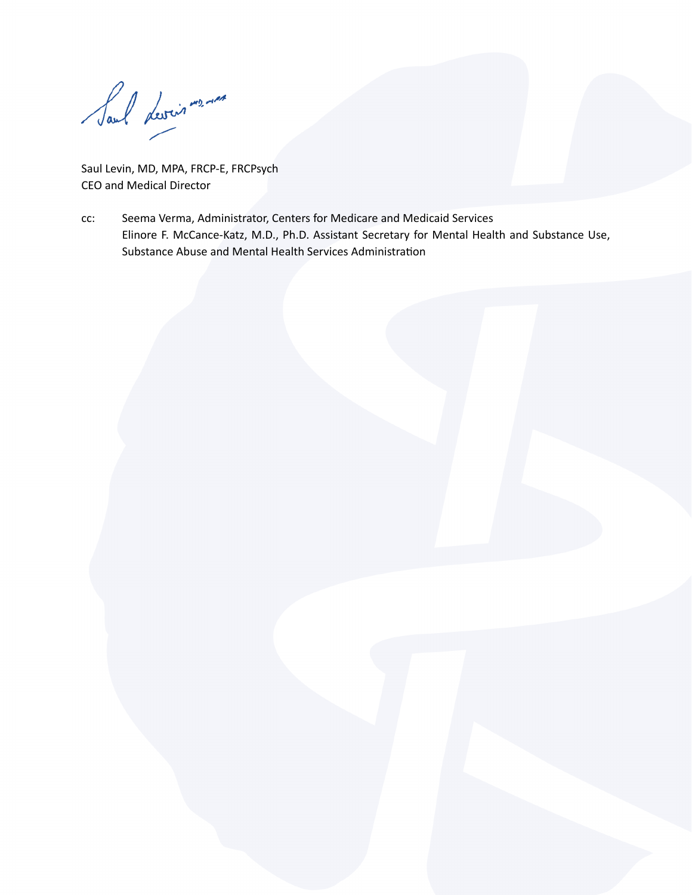Saul Levin, MD, MPA, FRCP-E, FRCPsych
CEO and Medical Director

cc: Seema Verma, Administrator, Centers for Medicare and Medicaid Services
Elinore F. McCance-Katz, M.D., Ph.D. Assistant Secretary for Mental Health and Substance Use, Substance Abuse and Mental Health Services Administration